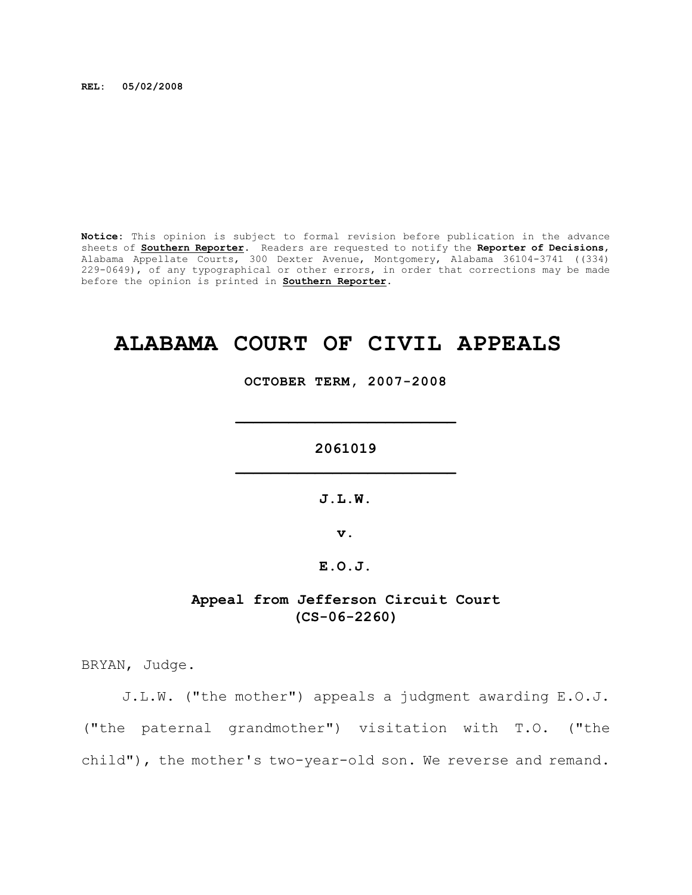**REL: 05/02/2008**

**Notice**: This opinion is subject to formal revision before publication in the advance sheets of **Southern Reporter**. Readers are requested to notify the **Reporter of Decisions**, Alabama Appellate Courts, 300 Dexter Avenue, Montgomery, Alabama 36104-3741 ((334) 229-0649), of any typographical or other errors, in order that corrections may be made before the opinion is printed in **Southern Reporter**.

# ALABAMA COURT OF CIVIL APPEALS

**OCTOBER TERM, 2007-2008**

---

**2061019**

---

**J.L.W.**

**v.**

**E.O.J.**

**Appeal from Jefferson Circuit Court**
**(CS-06-2260)**

BRYAN, Judge.

J.L.W. ("the mother") appeals a judgment awarding E.O.J. ("the paternal grandmother") visitation with T.O. ("the child"), the mother's two-year-old son. We reverse and remand.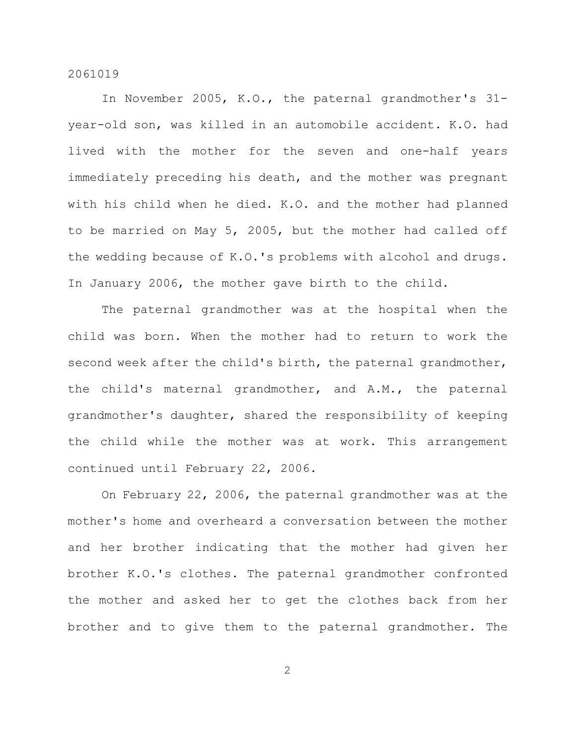In November 2005, K.O., the paternal grandmother's 31-year-old son, was killed in an automobile accident. K.O. had lived with the mother for the seven and one-half years immediately preceding his death, and the mother was pregnant with his child when he died. K.O. and the mother had planned to be married on May 5, 2005, but the mother had called off the wedding because of K.O.'s problems with alcohol and drugs. In January 2006, the mother gave birth to the child.

The paternal grandmother was at the hospital when the child was born. When the mother had to return to work the second week after the child's birth, the paternal grandmother, the child's maternal grandmother, and A.M., the paternal grandmother's daughter, shared the responsibility of keeping the child while the mother was at work. This arrangement continued until February 22, 2006.

On February 22, 2006, the paternal grandmother was at the mother's home and overheard a conversation between the mother and her brother indicating that the mother had given her brother K.O.'s clothes. The paternal grandmother confronted the mother and asked her to get the clothes back from her brother and to give them to the paternal grandmother. The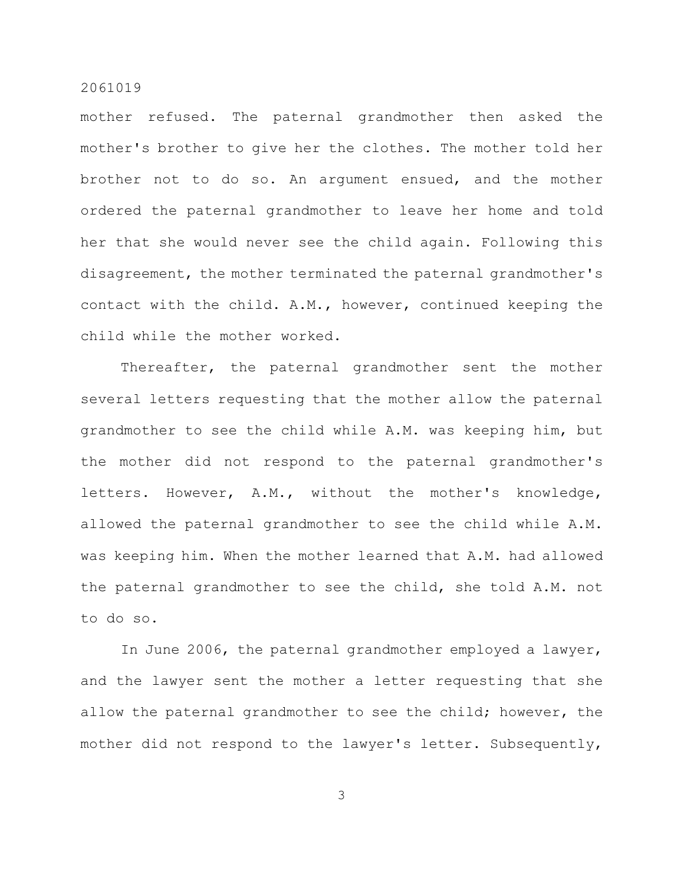mother refused. The paternal grandmother then asked the mother's brother to give her the clothes. The mother told her brother not to do so. An argument ensued, and the mother ordered the paternal grandmother to leave her home and told her that she would never see the child again. Following this disagreement, the mother terminated the paternal grandmother's contact with the child. A.M., however, continued keeping the child while the mother worked.

Thereafter, the paternal grandmother sent the mother several letters requesting that the mother allow the paternal grandmother to see the child while A.M. was keeping him, but the mother did not respond to the paternal grandmother's letters. However, A.M., without the mother's knowledge, allowed the paternal grandmother to see the child while A.M. was keeping him. When the mother learned that A.M. had allowed the paternal grandmother to see the child, she told A.M. not to do so.

In June 2006, the paternal grandmother employed a lawyer, and the lawyer sent the mother a letter requesting that she allow the paternal grandmother to see the child; however, the mother did not respond to the lawyer's letter. Subsequently,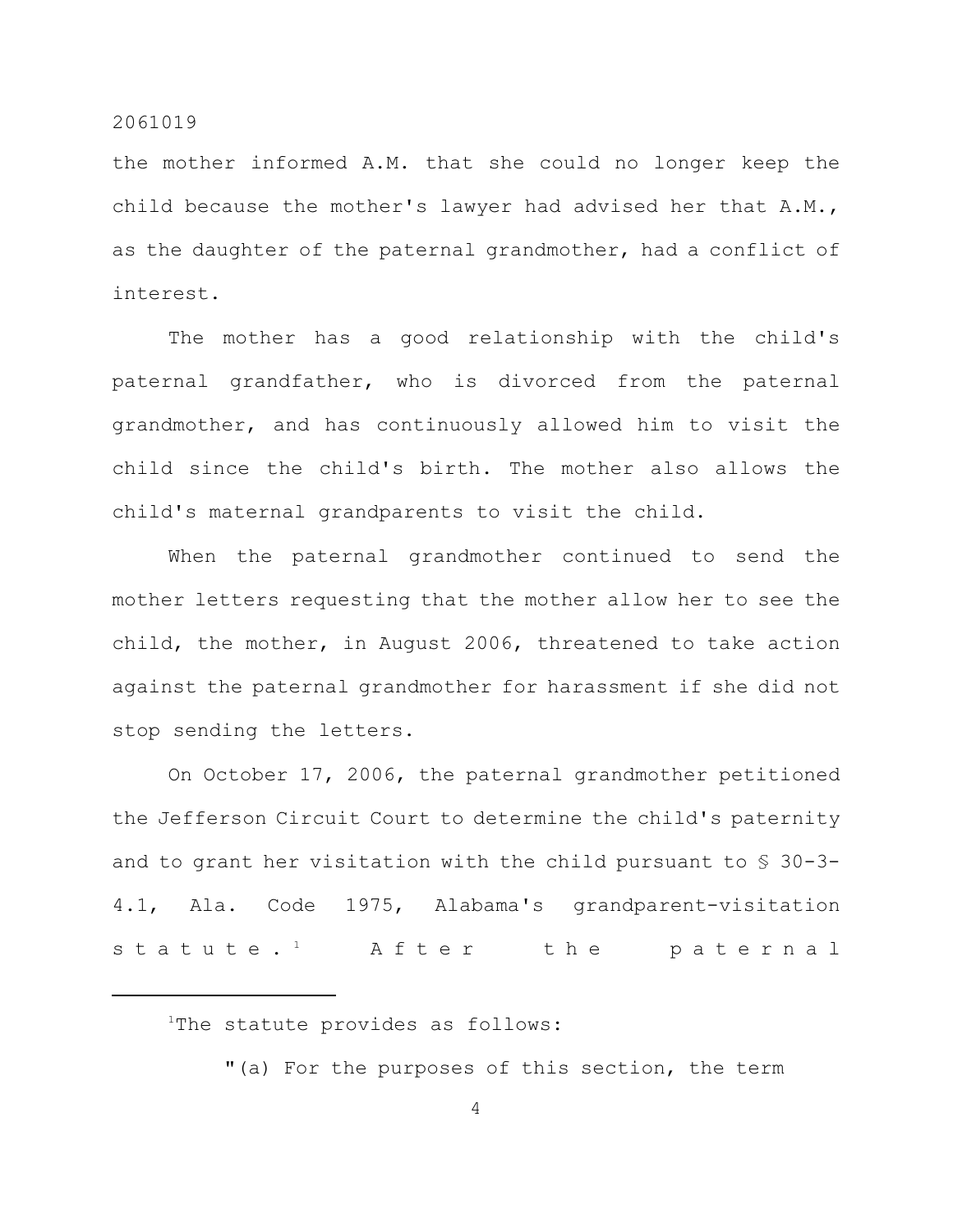the mother informed A.M. that she could no longer keep the child because the mother's lawyer had advised her that A.M., as the daughter of the paternal grandmother, had a conflict of interest.

The mother has a good relationship with the child's paternal grandfather, who is divorced from the paternal grandmother, and has continuously allowed him to visit the child since the child's birth. The mother also allows the child's maternal grandparents to visit the child.

When the paternal grandmother continued to send the mother letters requesting that the mother allow her to see the child, the mother, in August 2006, threatened to take action against the paternal grandmother for harassment if she did not stop sending the letters.

On October 17, 2006, the paternal grandmother petitioned the Jefferson Circuit Court to determine the child's paternity and to grant her visitation with the child pursuant to § 30-3-4.1, Ala. Code 1975, Alabama's grandparent-visitation statute.[1] After the paternal

---

[1]The statute provides as follows:

"(a) For the purposes of this section, the term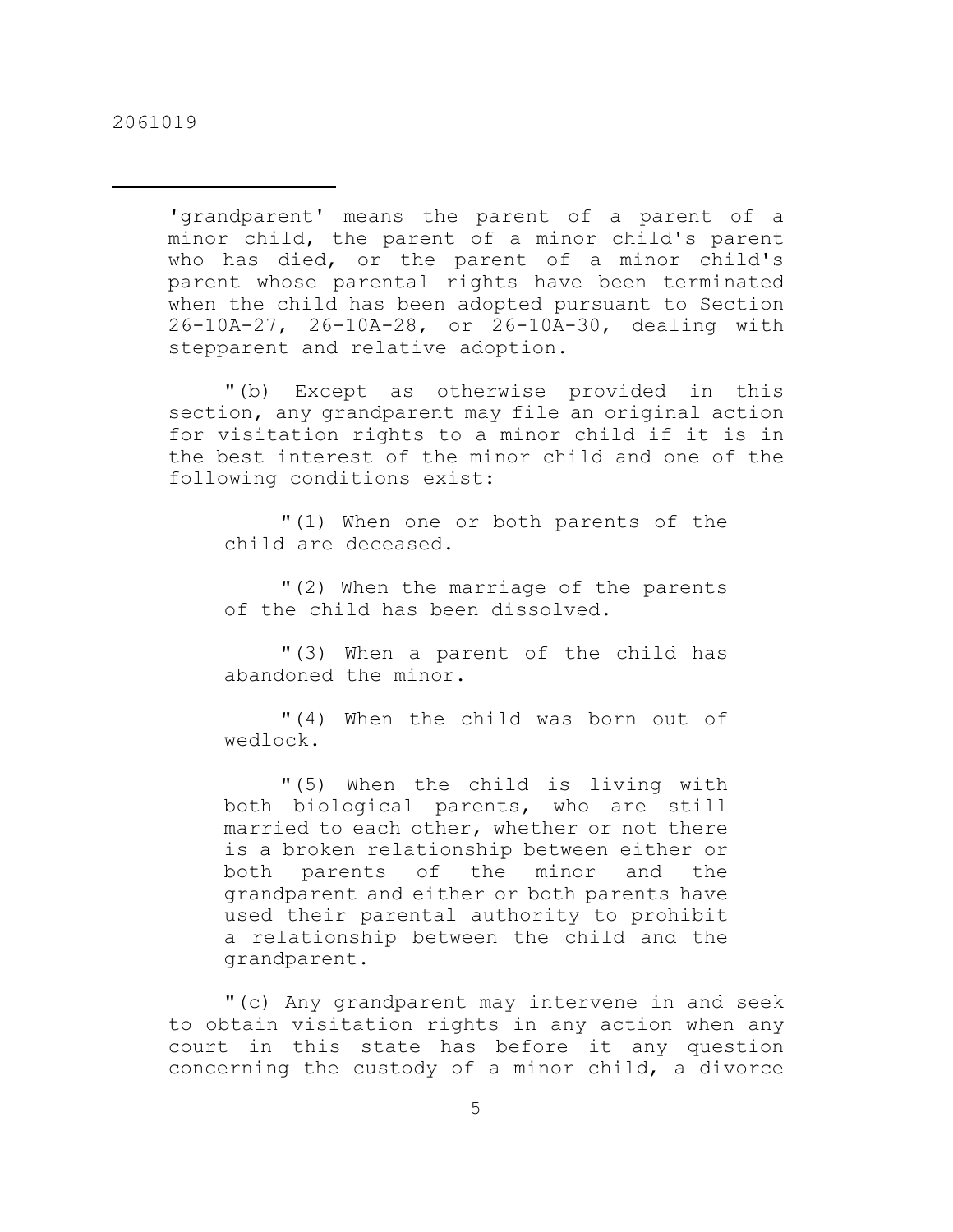'grandparent' means the parent of a parent of a minor child, the parent of a minor child's parent who has died, or the parent of a minor child's parent whose parental rights have been terminated when the child has been adopted pursuant to Section 26-10A-27, 26-10A-28, or 26-10A-30, dealing with stepparent and relative adoption.

"(b) Except as otherwise provided in this section, any grandparent may file an original action for visitation rights to a minor child if it is in the best interest of the minor child and one of the following conditions exist:

"(1) When one or both parents of the child are deceased.

"(2) When the marriage of the parents of the child has been dissolved.

"(3) When a parent of the child has abandoned the minor.

"(4) When the child was born out of wedlock.

"(5) When the child is living with both biological parents, who are still married to each other, whether or not there is a broken relationship between either or both parents of the minor and the grandparent and either or both parents have used their parental authority to prohibit a relationship between the child and the grandparent.

"(c) Any grandparent may intervene in and seek to obtain visitation rights in any action when any court in this state has before it any question concerning the custody of a minor child, a divorce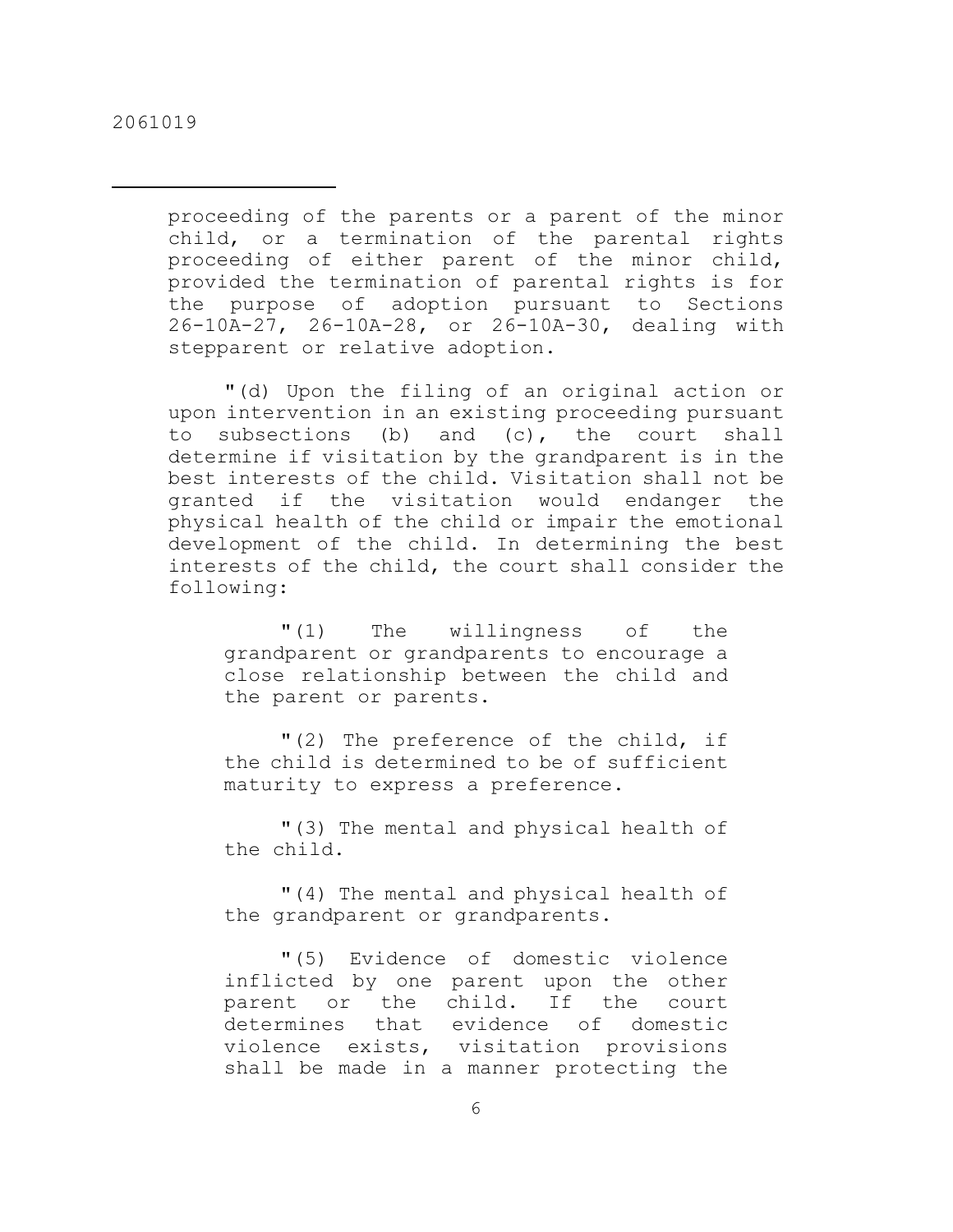proceeding of the parents or a parent of the minor child, or a termination of the parental rights proceeding of either parent of the minor child, provided the termination of parental rights is for the purpose of adoption pursuant to Sections 26-10A-27, 26-10A-28, or 26-10A-30, dealing with stepparent or relative adoption.

"(d) Upon the filing of an original action or upon intervention in an existing proceeding pursuant to subsections (b) and (c), the court shall determine if visitation by the grandparent is in the best interests of the child. Visitation shall not be granted if the visitation would endanger the physical health of the child or impair the emotional development of the child. In determining the best interests of the child, the court shall consider the following:

"(1) The willingness of the grandparent or grandparents to encourage a close relationship between the child and the parent or parents.

"(2) The preference of the child, if the child is determined to be of sufficient maturity to express a preference.

"(3) The mental and physical health of the child.

"(4) The mental and physical health of the grandparent or grandparents.

"(5) Evidence of domestic violence inflicted by one parent upon the other parent or the child. If the court determines that evidence of domestic violence exists, visitation provisions shall be made in a manner protecting the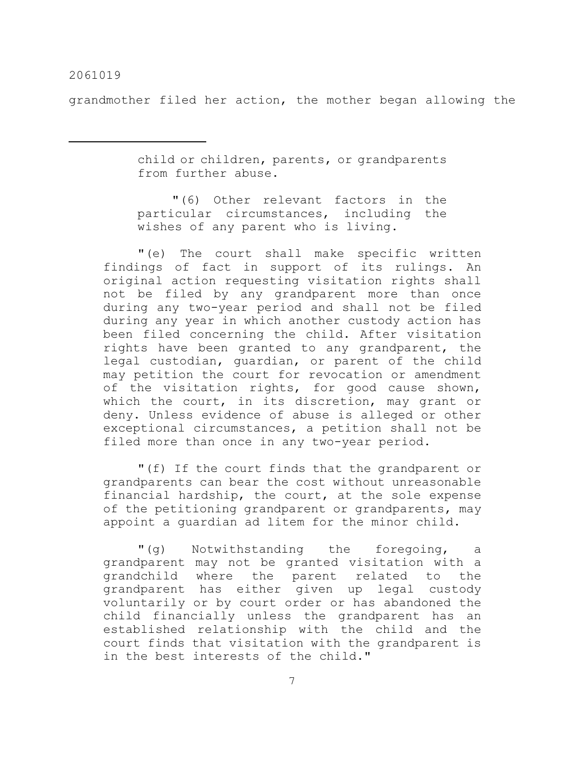grandmother filed her action, the mother began allowing the

---

child or children, parents, or grandparents from further abuse.

"(6) Other relevant factors in the particular circumstances, including the wishes of any parent who is living.

"(e) The court shall make specific written findings of fact in support of its rulings. An original action requesting visitation rights shall not be filed by any grandparent more than once during any two-year period and shall not be filed during any year in which another custody action has been filed concerning the child. After visitation rights have been granted to any grandparent, the legal custodian, guardian, or parent of the child may petition the court for revocation or amendment of the visitation rights, for good cause shown, which the court, in its discretion, may grant or deny. Unless evidence of abuse is alleged or other exceptional circumstances, a petition shall not be filed more than once in any two-year period.

"(f) If the court finds that the grandparent or grandparents can bear the cost without unreasonable financial hardship, the court, at the sole expense of the petitioning grandparent or grandparents, may appoint a guardian ad litem for the minor child.

"(g) Notwithstanding the foregoing, a grandparent may not be granted visitation with a grandchild where the parent related to the grandparent has either given up legal custody voluntarily or by court order or has abandoned the child financially unless the grandparent has an established relationship with the child and the court finds that visitation with the grandparent is in the best interests of the child."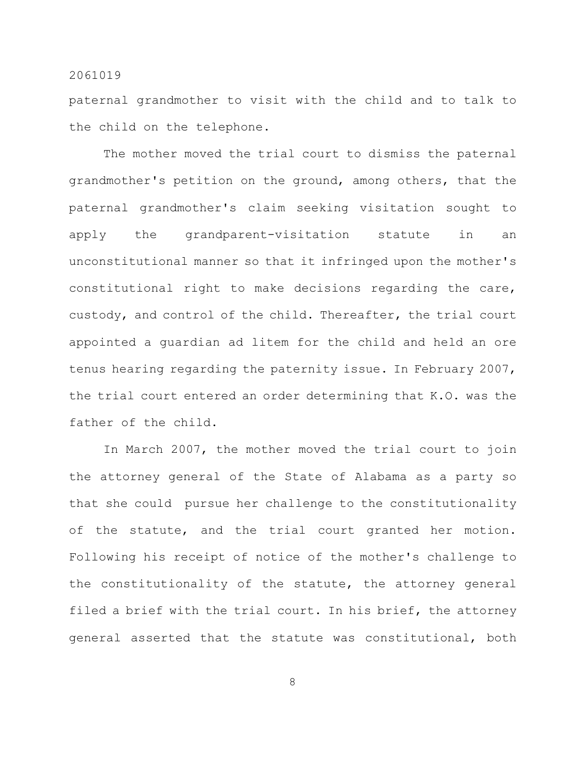paternal grandmother to visit with the child and to talk to the child on the telephone.

The mother moved the trial court to dismiss the paternal grandmother's petition on the ground, among others, that the paternal grandmother's claim seeking visitation sought to apply the grandparent-visitation statute in an unconstitutional manner so that it infringed upon the mother's constitutional right to make decisions regarding the care, custody, and control of the child. Thereafter, the trial court appointed a guardian ad litem for the child and held an ore tenus hearing regarding the paternity issue. In February 2007, the trial court entered an order determining that K.O. was the father of the child.

In March 2007, the mother moved the trial court to join the attorney general of the State of Alabama as a party so that she could pursue her challenge to the constitutionality of the statute, and the trial court granted her motion. Following his receipt of notice of the mother's challenge to the constitutionality of the statute, the attorney general filed a brief with the trial court. In his brief, the attorney general asserted that the statute was constitutional, both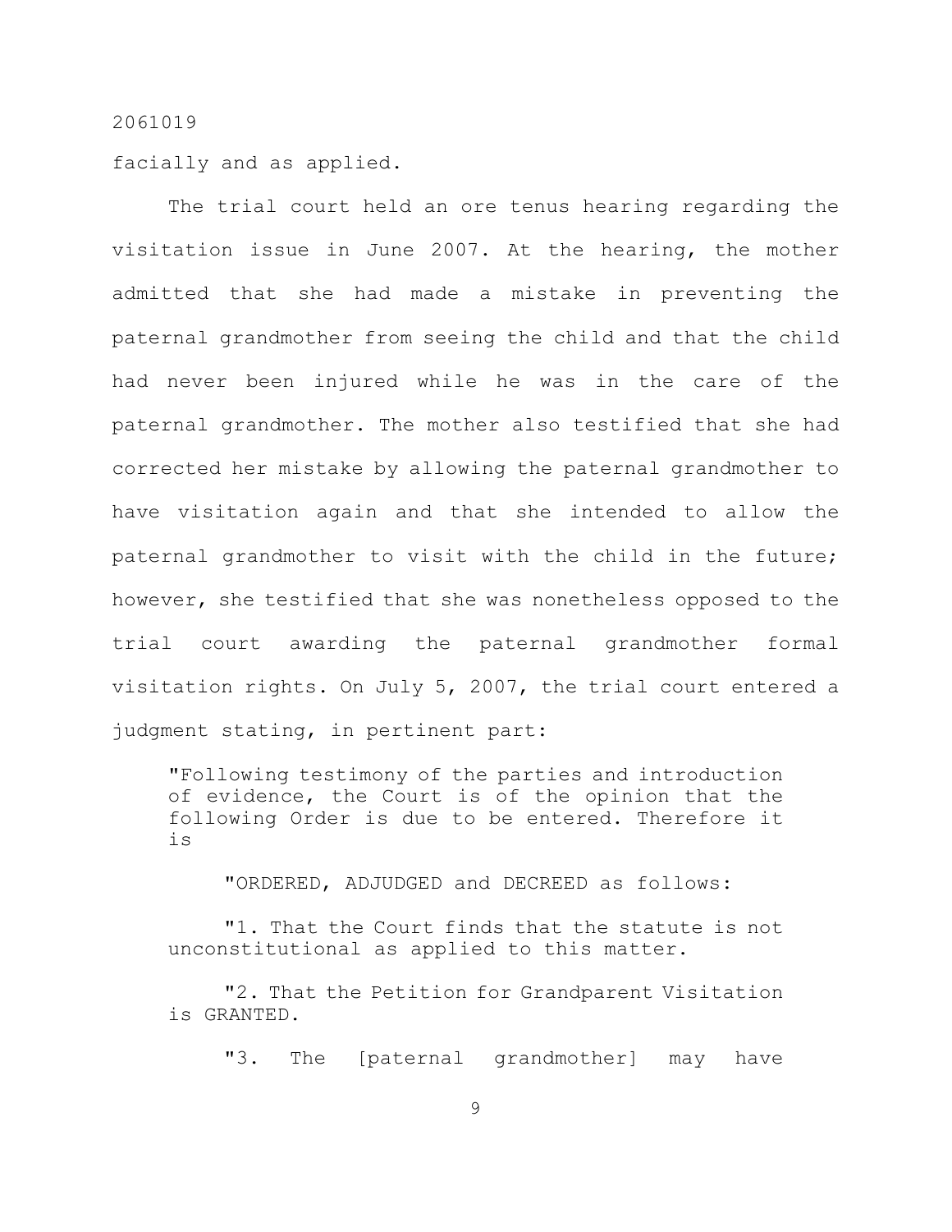facially and as applied.

The trial court held an ore tenus hearing regarding the visitation issue in June 2007. At the hearing, the mother admitted that she had made a mistake in preventing the paternal grandmother from seeing the child and that the child had never been injured while he was in the care of the paternal grandmother. The mother also testified that she had corrected her mistake by allowing the paternal grandmother to have visitation again and that she intended to allow the paternal grandmother to visit with the child in the future; however, she testified that she was nonetheless opposed to the trial court awarding the paternal grandmother formal visitation rights. On July 5, 2007, the trial court entered a judgment stating, in pertinent part:

> "Following testimony of the parties and introduction of evidence, the Court is of the opinion that the following Order is due to be entered. Therefore it is
>
> "ORDERED, ADJUDGED and DECREED as follows:
>
> "1. That the Court finds that the statute is not unconstitutional as applied to this matter.
>
> "2. That the Petition for Grandparent Visitation is GRANTED.
>
> "3. The [paternal grandmother] may have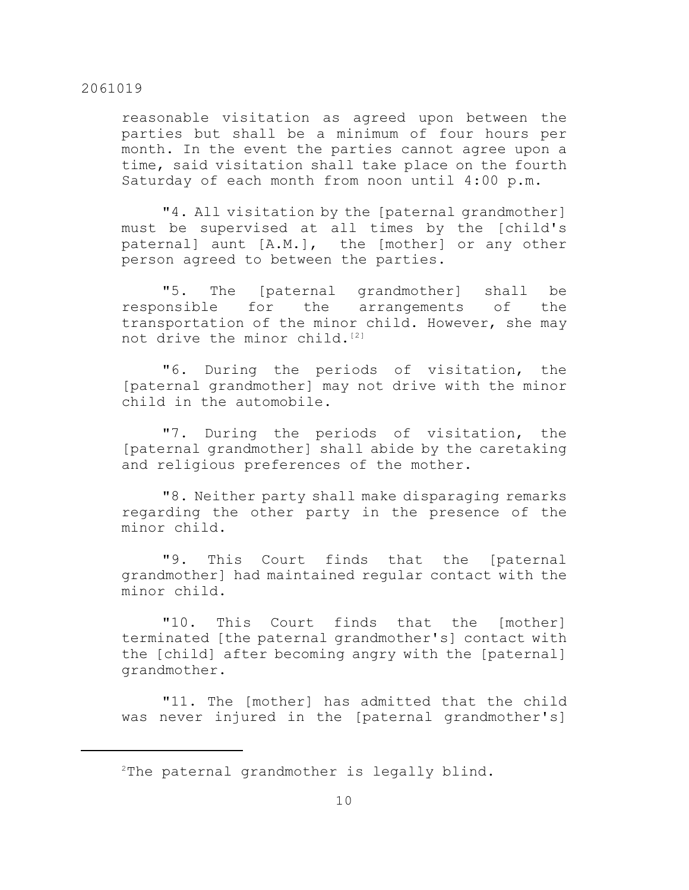reasonable visitation as agreed upon between the parties but shall be a minimum of four hours per month. In the event the parties cannot agree upon a time, said visitation shall take place on the fourth Saturday of each month from noon until 4:00 p.m.

"4. All visitation by the [paternal grandmother] must be supervised at all times by the [child's paternal] aunt [A.M.], the [mother] or any other person agreed to between the parties.

"5. The [paternal grandmother] shall be responsible for the arrangements of the transportation of the minor child. However, she may not drive the minor child.[2]

"6. During the periods of visitation, the [paternal grandmother] may not drive with the minor child in the automobile.

"7. During the periods of visitation, the [paternal grandmother] shall abide by the caretaking and religious preferences of the mother.

"8. Neither party shall make disparaging remarks regarding the other party in the presence of the minor child.

"9. This Court finds that the [paternal grandmother] had maintained regular contact with the minor child.

"10. This Court finds that the [mother] terminated [the paternal grandmother's] contact with the [child] after becoming angry with the [paternal] grandmother.

"11. The [mother] has admitted that the child was never injured in the [paternal grandmother's]

---

[2]The paternal grandmother is legally blind.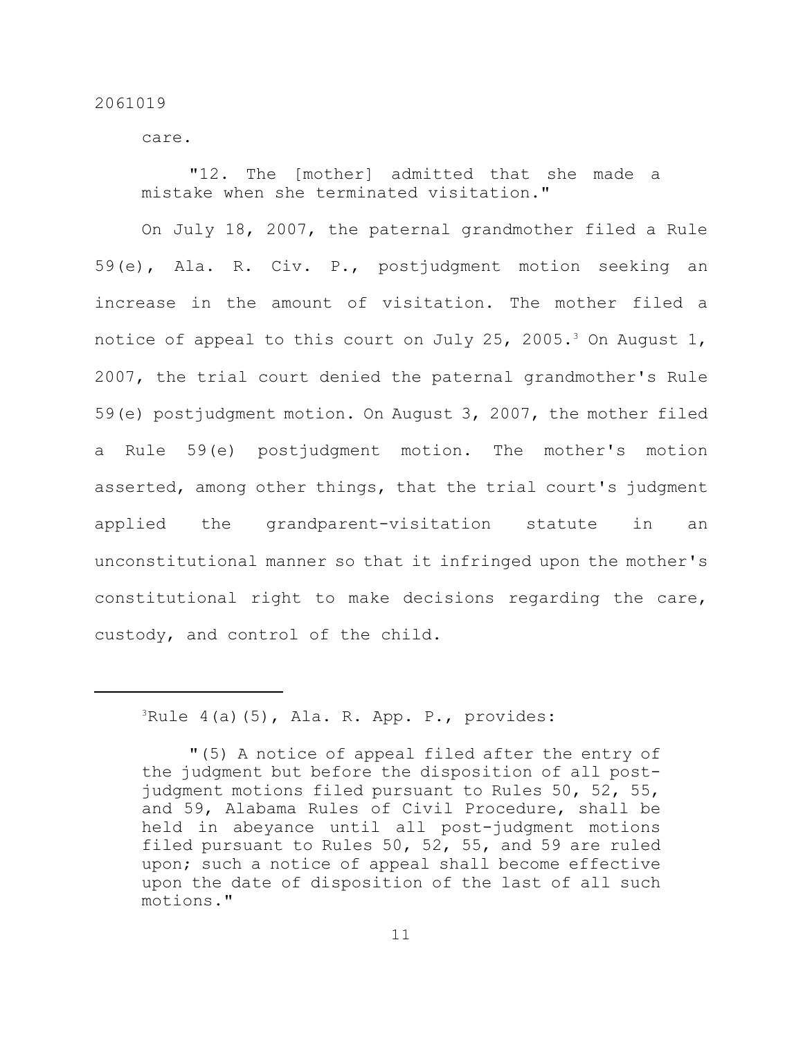care.

"12. The [mother] admitted that she made a mistake when she terminated visitation."

On July 18, 2007, the paternal grandmother filed a Rule 59(e), Ala. R. Civ. P., postjudgment motion seeking an increase in the amount of visitation. The mother filed a notice of appeal to this court on July 25, 2005.[3] On August 1, 2007, the trial court denied the paternal grandmother's Rule 59(e) postjudgment motion. On August 3, 2007, the mother filed a Rule 59(e) postjudgment motion. The mother's motion asserted, among other things, that the trial court's judgment applied the grandparent-visitation statute in an unconstitutional manner so that it infringed upon the mother's constitutional right to make decisions regarding the care, custody, and control of the child.

---

[3]Rule 4(a)(5), Ala. R. App. P., provides:

"(5) A notice of appeal filed after the entry of the judgment but before the disposition of all post-judgment motions filed pursuant to Rules 50, 52, 55, and 59, Alabama Rules of Civil Procedure, shall be held in abeyance until all post-judgment motions filed pursuant to Rules 50, 52, 55, and 59 are ruled upon; such a notice of appeal shall become effective upon the date of disposition of the last of all such motions."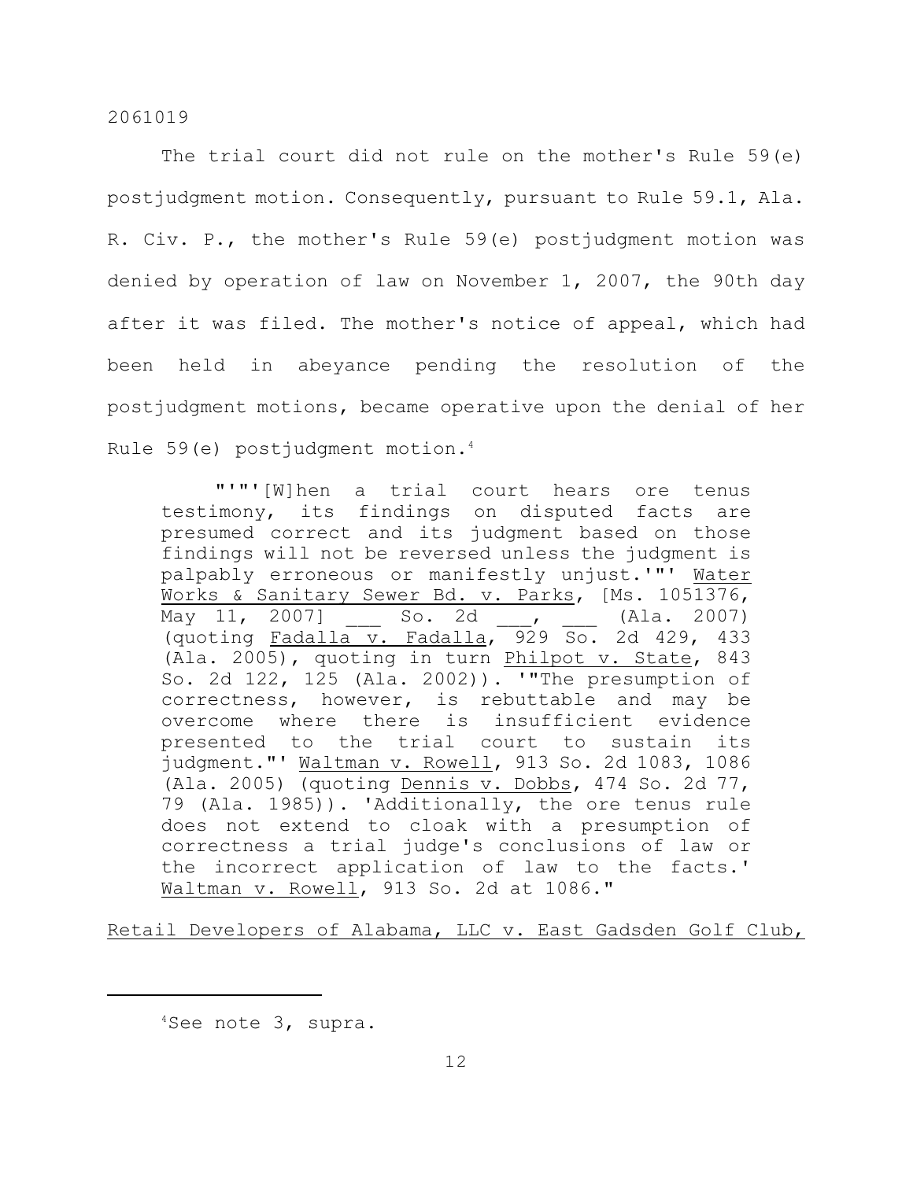The trial court did not rule on the mother's Rule 59(e) postjudgment motion. Consequently, pursuant to Rule 59.1, Ala. R. Civ. P., the mother's Rule 59(e) postjudgment motion was denied by operation of law on November 1, 2007, the 90th day after it was filed. The mother's notice of appeal, which had been held in abeyance pending the resolution of the postjudgment motions, became operative upon the denial of her Rule 59(e) postjudgment motion.[4]

> "'"'[W]hen a trial court hears ore tenus testimony, its findings on disputed facts are presumed correct and its judgment based on those findings will not be reversed unless the judgment is palpably erroneous or manifestly unjust.'"' Water Works & Sanitary Sewer Bd. v. Parks, [Ms. 1051376, May 11, 2007] ___ So. 2d ___, ___ (Ala. 2007) (quoting Fadalla v. Fadalla, 929 So. 2d 429, 433 (Ala. 2005), quoting in turn Philpot v. State, 843 So. 2d 122, 125 (Ala. 2002)). '"The presumption of correctness, however, is rebuttable and may be overcome where there is insufficient evidence presented to the trial court to sustain its judgment."' Waltman v. Rowell, 913 So. 2d 1083, 1086 (Ala. 2005) (quoting Dennis v. Dobbs, 474 So. 2d 77, 79 (Ala. 1985)). 'Additionally, the ore tenus rule does not extend to cloak with a presumption of correctness a trial judge's conclusions of law or the incorrect application of law to the facts.' Waltman v. Rowell, 913 So. 2d at 1086."

Retail Developers of Alabama, LLC v. East Gadsden Golf Club,

[4]See note 3, supra.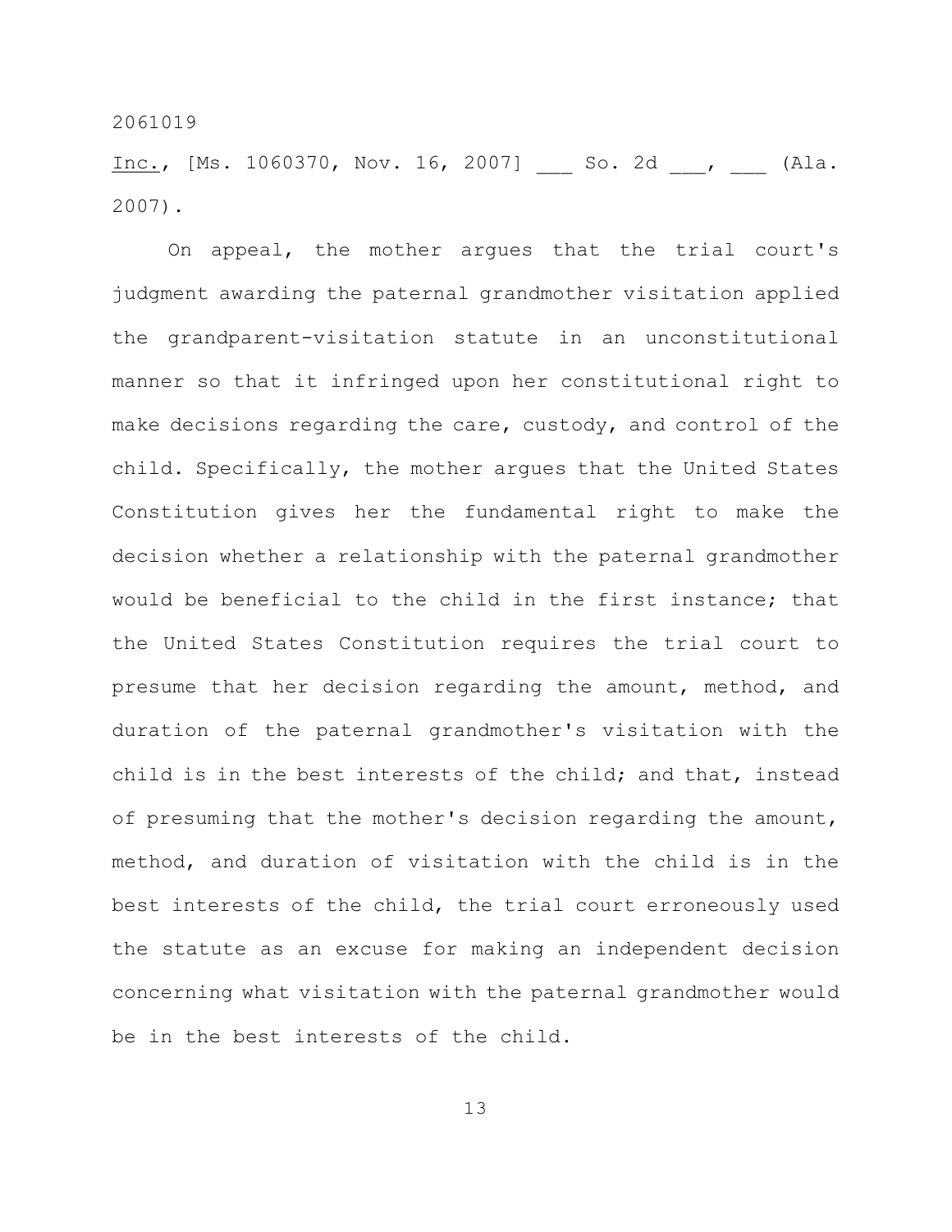Inc., [Ms. 1060370, Nov. 16, 2007] ___ So. 2d ___, ___ (Ala. 2007).

On appeal, the mother argues that the trial court's judgment awarding the paternal grandmother visitation applied the grandparent-visitation statute in an unconstitutional manner so that it infringed upon her constitutional right to make decisions regarding the care, custody, and control of the child. Specifically, the mother argues that the United States Constitution gives her the fundamental right to make the decision whether a relationship with the paternal grandmother would be beneficial to the child in the first instance; that the United States Constitution requires the trial court to presume that her decision regarding the amount, method, and duration of the paternal grandmother's visitation with the child is in the best interests of the child; and that, instead of presuming that the mother's decision regarding the amount, method, and duration of visitation with the child is in the best interests of the child, the trial court erroneously used the statute as an excuse for making an independent decision concerning what visitation with the paternal grandmother would be in the best interests of the child.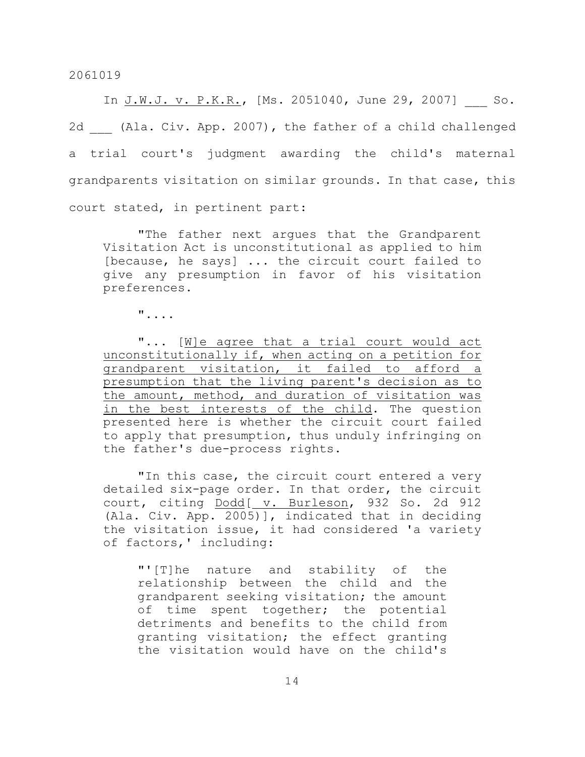In J.W.J. v. P.K.R., [Ms. 2051040, June 29, 2007] ___ So. 2d ___ (Ala. Civ. App. 2007), the father of a child challenged a trial court's judgment awarding the child's maternal grandparents visitation on similar grounds. In that case, this court stated, in pertinent part:

> "The father next argues that the Grandparent Visitation Act is unconstitutional as applied to him [because, he says] ... the circuit court failed to give any presumption in favor of his visitation preferences.
>
> "....
>
> "... [W]e agree that a trial court would act unconstitutionally if, when acting on a petition for grandparent visitation, it failed to afford a presumption that the living parent's decision as to the amount, method, and duration of visitation was in the best interests of the child. The question presented here is whether the circuit court failed to apply that presumption, thus unduly infringing on the father's due-process rights.
>
> "In this case, the circuit court entered a very detailed six-page order. In that order, the circuit court, citing Dodd[ v. Burleson, 932 So. 2d 912 (Ala. Civ. App. 2005)], indicated that in deciding the visitation issue, it had considered 'a variety of factors,' including:
>
> > "'[T]he nature and stability of the relationship between the child and the grandparent seeking visitation; the amount of time spent together; the potential detriments and benefits to the child from granting visitation; the effect granting the visitation would have on the child's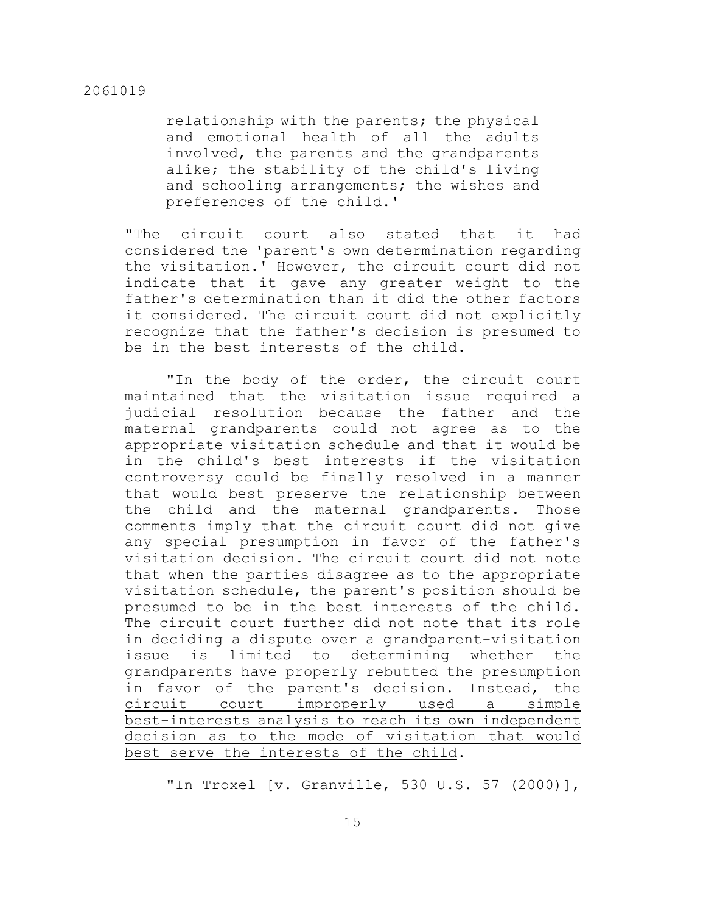relationship with the parents; the physical and emotional health of all the adults involved, the parents and the grandparents alike; the stability of the child's living and schooling arrangements; the wishes and preferences of the child.'

"The circuit court also stated that it had considered the 'parent's own determination regarding the visitation.' However, the circuit court did not indicate that it gave any greater weight to the father's determination than it did the other factors it considered. The circuit court did not explicitly recognize that the father's decision is presumed to be in the best interests of the child.

"In the body of the order, the circuit court maintained that the visitation issue required a judicial resolution because the father and the maternal grandparents could not agree as to the appropriate visitation schedule and that it would be in the child's best interests if the visitation controversy could be finally resolved in a manner that would best preserve the relationship between the child and the maternal grandparents. Those comments imply that the circuit court did not give any special presumption in favor of the father's visitation decision. The circuit court did not note that when the parties disagree as to the appropriate visitation schedule, the parent's position should be presumed to be in the best interests of the child. The circuit court further did not note that its role in deciding a dispute over a grandparent-visitation issue is limited to determining whether the grandparents have properly rebutted the presumption in favor of the parent's decision. <u>Instead, the circuit court improperly used a simple best-interests analysis to reach its own independent decision as to the mode of visitation that would best serve the interests of the child</u>.

"In <u>Troxel</u> [<u>v. Granville</u>, 530 U.S. 57 (2000)],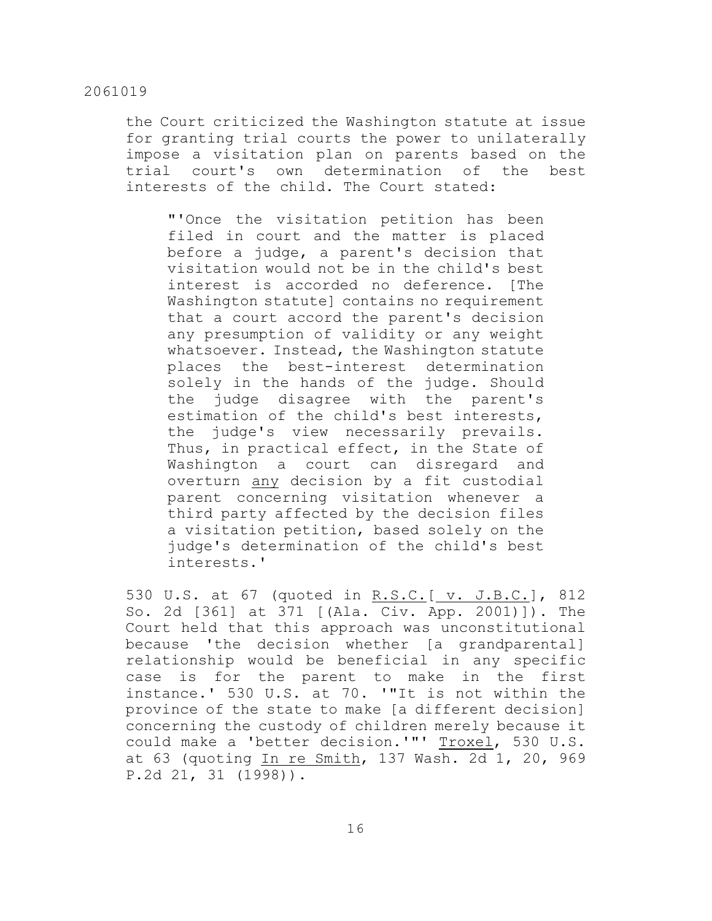the Court criticized the Washington statute at issue for granting trial courts the power to unilaterally impose a visitation plan on parents based on the trial court's own determination of the best interests of the child. The Court stated:

> "'Once the visitation petition has been filed in court and the matter is placed before a judge, a parent's decision that visitation would not be in the child's best interest is accorded no deference. [The Washington statute] contains no requirement that a court accord the parent's decision any presumption of validity or any weight whatsoever. Instead, the Washington statute places the best-interest determination solely in the hands of the judge. Should the judge disagree with the parent's estimation of the child's best interests, the judge's view necessarily prevails. Thus, in practical effect, in the State of Washington a court can disregard and overturn _any_ decision by a fit custodial parent concerning visitation whenever a third party affected by the decision files a visitation petition, based solely on the judge's determination of the child's best interests.'

530 U.S. at 67 (quoted in _R.S.C.[ v. J.B.C.]_, 812 So. 2d [361] at 371 [(Ala. Civ. App. 2001)]). The Court held that this approach was unconstitutional because 'the decision whether [a grandparental] relationship would be beneficial in any specific case is for the parent to make in the first instance.' 530 U.S. at 70. '"It is not within the province of the state to make [a different decision] concerning the custody of children merely because it could make a 'better decision.'"' _Troxel_, 530 U.S. at 63 (quoting _In re Smith_, 137 Wash. 2d 1, 20, 969 P.2d 21, 31 (1998)).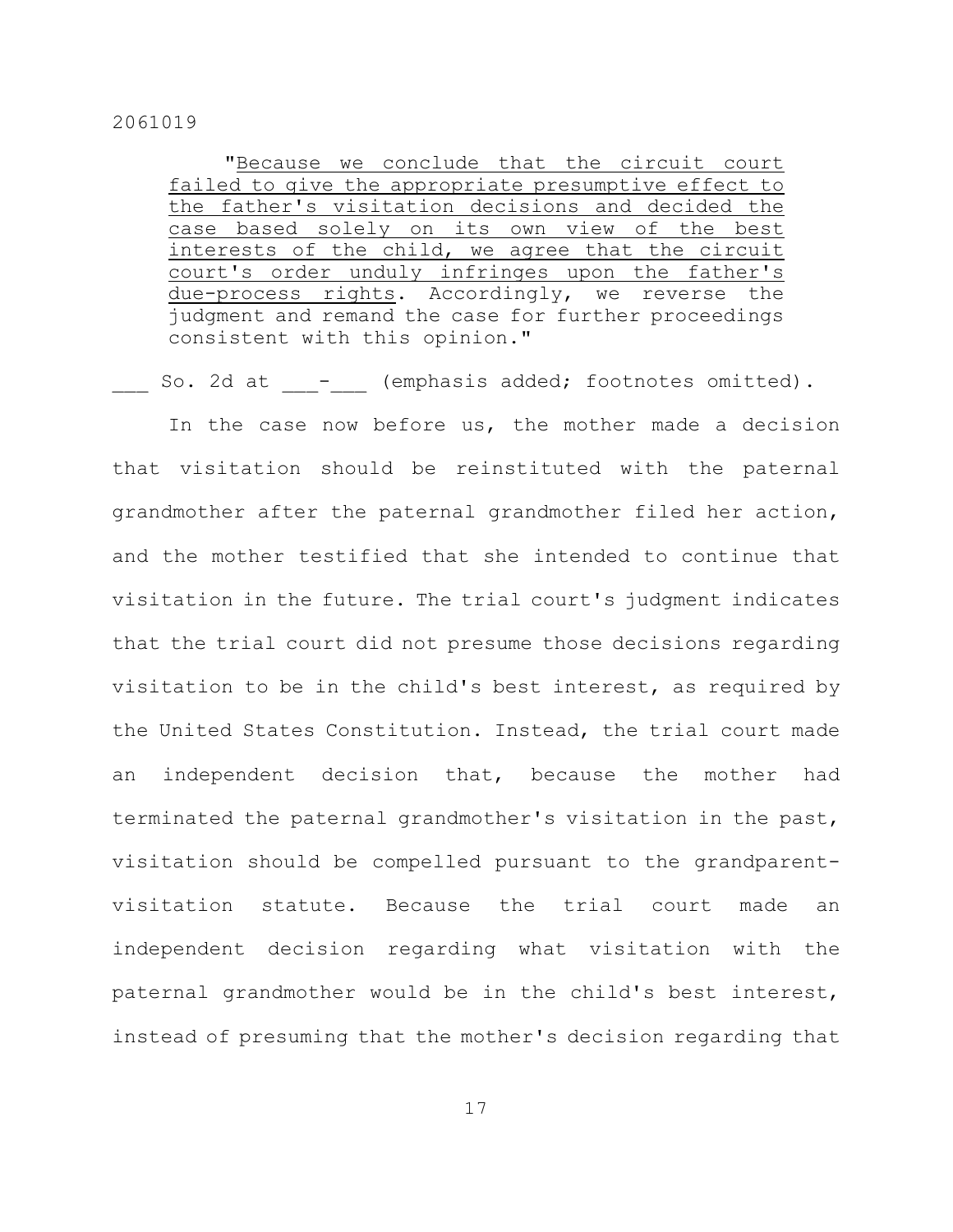"Because we conclude that the circuit court failed to give the appropriate presumptive effect to the father's visitation decisions and decided the case based solely on its own view of the best interests of the child, we agree that the circuit court's order unduly infringes upon the father's due-process rights. Accordingly, we reverse the judgment and remand the case for further proceedings consistent with this opinion."

___ So. 2d at ___-___ (emphasis added; footnotes omitted).

In the case now before us, the mother made a decision that visitation should be reinstituted with the paternal grandmother after the paternal grandmother filed her action, and the mother testified that she intended to continue that visitation in the future. The trial court's judgment indicates that the trial court did not presume those decisions regarding visitation to be in the child's best interest, as required by the United States Constitution. Instead, the trial court made an independent decision that, because the mother had terminated the paternal grandmother's visitation in the past, visitation should be compelled pursuant to the grandparent-visitation statute. Because the trial court made an independent decision regarding what visitation with the paternal grandmother would be in the child's best interest, instead of presuming that the mother's decision regarding that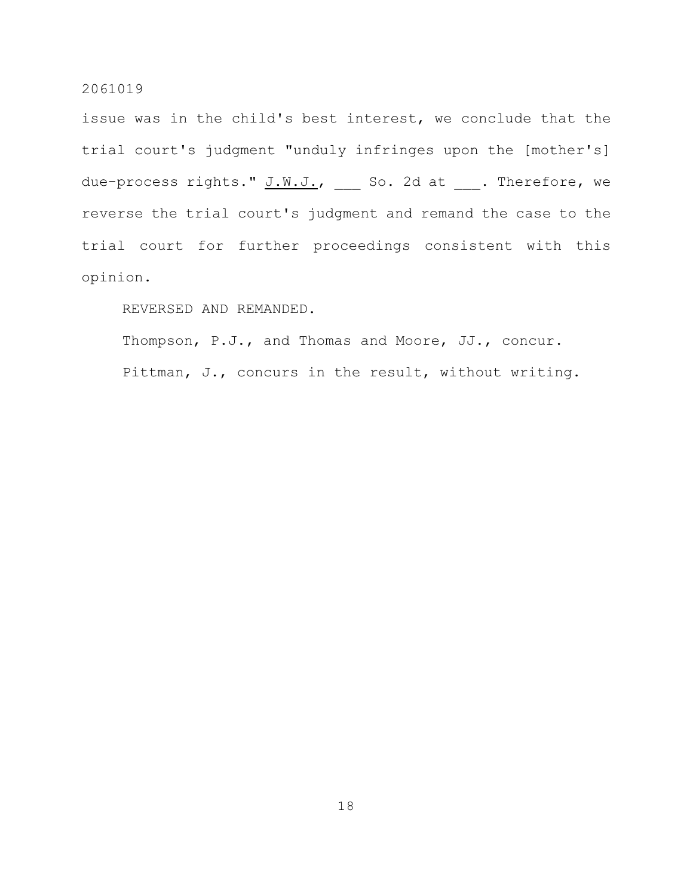issue was in the child's best interest, we conclude that the trial court's judgment "unduly infringes upon the [mother's] due-process rights." J.W.J., ___ So. 2d at ___. Therefore, we reverse the trial court's judgment and remand the case to the trial court for further proceedings consistent with this opinion.

REVERSED AND REMANDED.

Thompson, P.J., and Thomas and Moore, JJ., concur.

Pittman, J., concurs in the result, without writing.